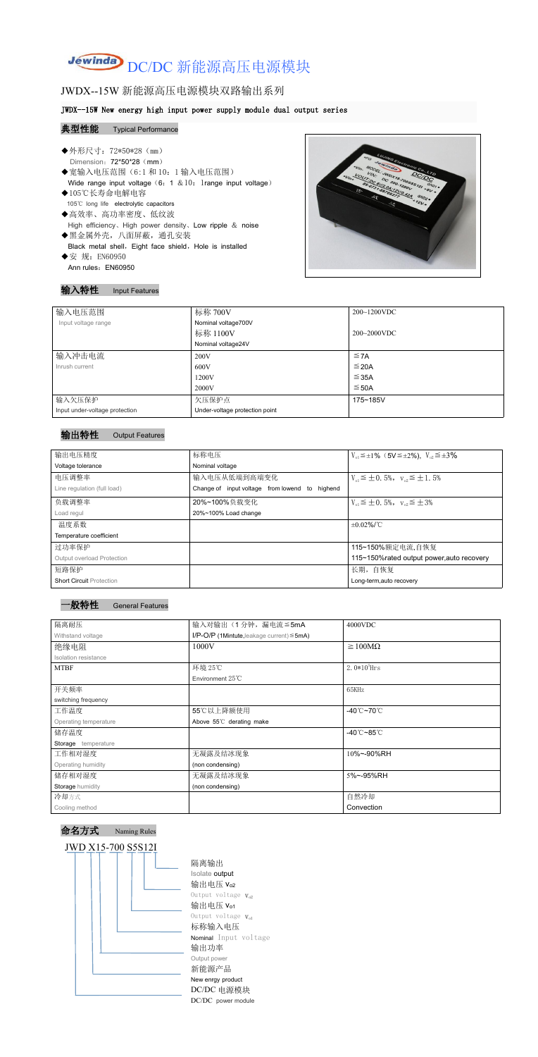# Jewinda DC/DC 新能源高压电源模块

## JWDX--15W 新能源高压电源模块双路输出系列

**JWDX--15W New energy high input power supply module dual output series**

### 典型性能 Typical Performance

- ◆外形尺寸：72*50*28（mm）
  Dimension：72*50*28（mm）
- ◆宽输入电压范围（6：1 和10：1输入电压范围）
  Wide range input voltage（6：1 &10：1range input voltage）
- ◆105℃长寿命电解电容
  105℃ long life electrolytic capacitors
- ◆高效率、高功率密度、低纹波
  High efficiency、High power density、Low ripple & noise
- ◆黑金属外壳，八面屏蔽，通孔安装
  Black metal shell，Eight face shield，Hole is installed
- ◆安 规：EN60950
  Ann rules：EN60950

### 输入特性 Input Features

| 输入电压范围 Input voltage range | 标称 700V Nominal voltage700V | 200~1200VDC |
|---|---|---|
| | 标称 1100V Nominal voltage24V | 200~2000VDC |
| 输入冲击电流 Inrush current | 200V | ≦7A |
| | 600V | ≦20A |
| | 1200V | ≦35A |
| | 2000V | ≦50A |
| 输入欠压保护 Input under-voltage protection | 欠压保护点 Under-voltage protection point | 175~185V |

### 输出特性 Output Features

| 输出电压精度 Voltage tolerance | 标称电压 Nominal voltage | $V_{o1}$≦±1%（5V≦±2%），$V_{o2}$≦±3% |
|---|---|---|
| 电压调整率 Line regulation (full load) | 输入电压从低端到高端变化 Change of input voltage from lowend to highend | $V_{o1}$≦±0.5%，$V_{o2}$≦±1.5% |
| 负载调整率 Load regul | 20%~100%负载变化 20%~100% Load change | $V_{o1}$≦±0.5%，$V_{o2}$≦±3% |
| 温度系数 Temperature coefficient | | ±0.02%/℃ |
| 过功率保护 Output overload Protection | | 115~150%额定电流,自恢复 115~150%rated output power,auto recovery |
| 短路保护 Short Circuit Protection | | 长期，自恢复 Long-term,auto recovery |

### 一般特性 General Features

| 隔离耐压 Withstand voltage | 输入对输出（1 分钟，漏电流≦5mA I/P-O/P (1Mintute,leakage current)≦5mA) | 4000VDC |
|---|---|---|
| 绝缘电阻 Isolation resistance | 1000V | ≥100MΩ |
| MTBF | 环境 25℃ Environment 25℃ | $2.0*10^5$Hrs |
| 开关频率 switching frequency | | 65KHz |
| 工作温度 Operating temperature | 55℃以上降额使用 Above 55℃ derating make | -40℃~70℃ |
| 储存温度 Storage temperature | | -40℃~85℃ |
| 工作相对湿度 Operating humidity | 无凝露及结冰现象 (non condensing) | 10%~-90%RH |
| 储存相对湿度 Storage humidity | 无凝露及结冰现象 (non condensing) | 5%~-95%RH |
| 冷却方式 Cooling method | | 自然冷却 Convection |

### 命名方式 Naming Rules

JWD X15-700 S5S12I

- 隔离输出 Isolate output
- 输出电压 $V_{o2}$ Output voltage $V_{o2}$
- 输出电压 $V_{o1}$ Output voltage $V_{o1}$
- 标称输入电压 Nominal Input voltage
- 输出功率 Output power
- 新能源产品 New enrgy product
- DC/DC 电源模块 DC/DC power module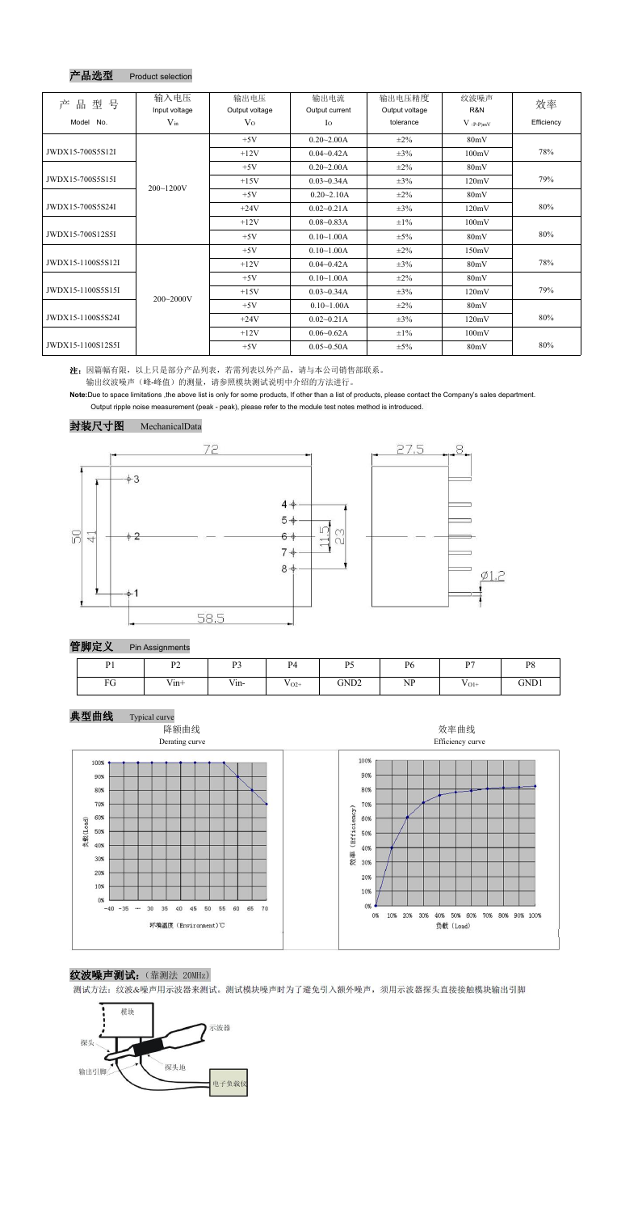## 产品选型 Product selection

| 产 品 型 号 Model No. | 输入电压 Input voltage $V_{in}$ | 输出电压 Output voltage $V_O$ | 输出电流 Output current $I_O$ | 输出电压精度 Output voltage tolerance | 纹波噪声 R&N $V_{(P-P)mV}$ | 效率 Efficiency |
|---|---|---|---|---|---|---|
| JWDX15-700S5S12I | 200~1200V | +5V | 0.20~2.00A | ±2% | 80mV | 78% |
| | | +12V | 0.04~0.42A | ±3% | 100mV | |
| JWDX15-700S5S15I | | +5V | 0.20~2.00A | ±2% | 80mV | 79% |
| | | +15V | 0.03~0.34A | ±3% | 120mV | |
| JWDX15-700S5S24I | | +5V | 0.20~2.10A | ±2% | 80mV | 80% |
| | | +24V | 0.02~0.21A | ±3% | 120mV | |
| JWDX15-700S12S5I | | +12V | 0.08~0.83A | ±1% | 100mV | 80% |
| | | +5V | 0.10~1.00A | ±5% | 80mV | |
| JWDX15-1100S5S12I | 200~2000V | +5V | 0.10~1.00A | ±2% | 150mV | 78% |
| | | +12V | 0.04~0.42A | ±3% | 80mV | |
| JWDX15-1100S5S15I | | +5V | 0.10~1.00A | ±2% | 80mV | 79% |
| | | +15V | 0.03~0.34A | ±3% | 120mV | |
| JWDX15-1100S5S24I | | +5V | 0.10~1.00A | ±2% | 80mV | 80% |
| | | +24V | 0.02~0.21A | ±3% | 120mV | |
| JWDX15-1100S12S5I | | +12V | 0.06~0.62A | ±1% | 100mV | 80% |
| | | +5V | 0.05~0.50A | ±5% | 80mV | |

**注：**因篇幅有限，以上只是部分产品列表，若需列表以外产品，请与本公司销售部联系。
输出纹波噪声（峰-峰值）的测量，请参照模块测试说明中介绍的方法进行。

**Note:**Due to space limitations ,the above list is only for some products, If other than a list of products, please contact the Company's sales department.
Output ripple noise measurement (peak - peak), please refer to the module test notes method is introduced.

## 封装尺寸图 MechanicalData

72
58.5
50
41
11.5
23
27.5
8
Ø1.2
1 2 3 4 5 6 7 8

## 管脚定义 Pin Assignments

| P1 | P2 | P3 | P4 | P5 | P6 | P7 | P8 |
|---|---|---|---|---|---|---|---|
| FG | Vin+ | Vin- | $V_{O2+}$ | GND2 | NP | $V_{O1+}$ | GND1 |

## 典型曲线 Typical curve

降额曲线
Derating curve

负载(Load)
100% 90% 80% 70% 60% 50% 40% 30% 20% 10% 0%
-40 -35 ··· 30 35 40 45 50 55 60 65 70
环境温度 (Environment)℃

效率曲线
Efficiency curve

效率 (Efficiency)
100% 90% 80% 70% 60% 50% 40% 30% 20% 10% 0%
0% 10% 20% 30% 40% 50% 60% 70% 80% 90% 100%
负载 (Load)

## 纹波噪声测试：（靠测法 20MHz）

测试方法：纹波&噪声用示波器来测试。测试模块噪声时为了避免引入额外噪声，须用示波器探头直接接触模块输出引脚

模块
示波器
探头
探头地
输出引脚
电子负载仪